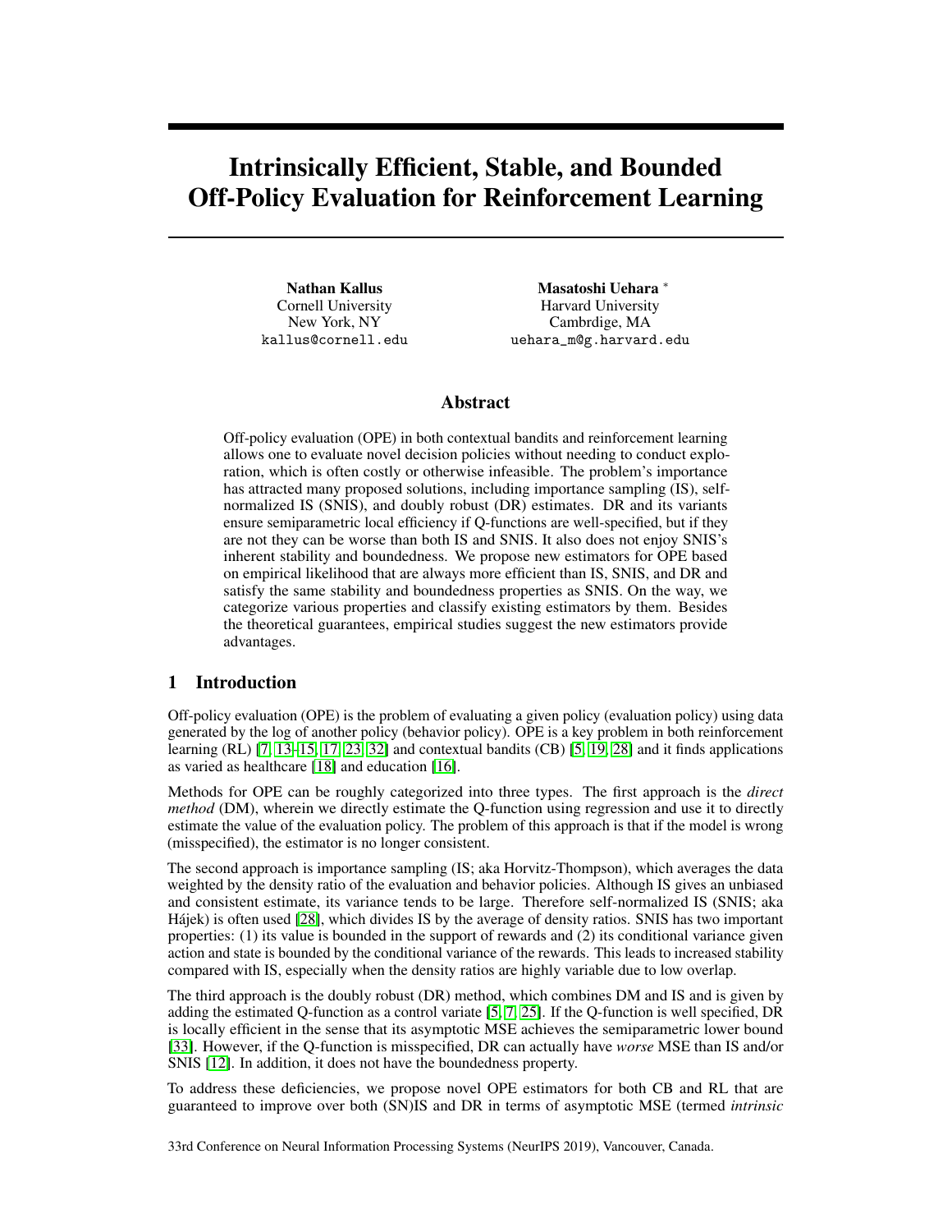# Intrinsically Efficient, Stable, and Bounded Off-Policy Evaluation for Reinforcement Learning

**Nathan Kallus**
Cornell University
New York, NY
kallus@cornell.edu

**Masatoshi Uehara** *
Harvard University
Cambrdige, MA
uehara_m@g.harvard.edu

## Abstract

Off-policy evaluation (OPE) in both contextual bandits and reinforcement learning allows one to evaluate novel decision policies without needing to conduct exploration, which is often costly or otherwise infeasible. The problem's importance has attracted many proposed solutions, including importance sampling (IS), self-normalized IS (SNIS), and doubly robust (DR) estimates. DR and its variants ensure semiparametric local efficiency if Q-functions are well-specified, but if they are not they can be worse than both IS and SNIS. It also does not enjoy SNIS's inherent stability and boundedness. We propose new estimators for OPE based on empirical likelihood that are always more efficient than IS, SNIS, and DR and satisfy the same stability and boundedness properties as SNIS. On the way, we categorize various properties and classify existing estimators by them. Besides the theoretical guarantees, empirical studies suggest the new estimators provide advantages.

## 1 Introduction

Off-policy evaluation (OPE) is the problem of evaluating a given policy (evaluation policy) using data generated by the log of another policy (behavior policy). OPE is a key problem in both reinforcement learning (RL) [7, 13–15, 17, 23, 32] and contextual bandits (CB) [5, 19, 28] and it finds applications as varied as healthcare [18] and education [16].

Methods for OPE can be roughly categorized into three types. The first approach is the *direct method* (DM), wherein we directly estimate the Q-function using regression and use it to directly estimate the value of the evaluation policy. The problem of this approach is that if the model is wrong (misspecified), the estimator is no longer consistent.

The second approach is importance sampling (IS; aka Horvitz-Thompson), which averages the data weighted by the density ratio of the evaluation and behavior policies. Although IS gives an unbiased and consistent estimate, its variance tends to be large. Therefore self-normalized IS (SNIS; aka Hájek) is often used [28], which divides IS by the average of density ratios. SNIS has two important properties: (1) its value is bounded in the support of rewards and (2) its conditional variance given action and state is bounded by the conditional variance of the rewards. This leads to increased stability compared with IS, especially when the density ratios are highly variable due to low overlap.

The third approach is the doubly robust (DR) method, which combines DM and IS and is given by adding the estimated Q-function as a control variate [5, 7, 25]. If the Q-function is well specified, DR is locally efficient in the sense that its asymptotic MSE achieves the semiparametric lower bound [33]. However, if the Q-function is misspecified, DR can actually have *worse* MSE than IS and/or SNIS [12]. In addition, it does not have the boundedness property.

To address these deficiencies, we propose novel OPE estimators for both CB and RL that are guaranteed to improve over both (SN)IS and DR in terms of asymptotic MSE (termed *intrinsic*

33rd Conference on Neural Information Processing Systems (NeurIPS 2019), Vancouver, Canada.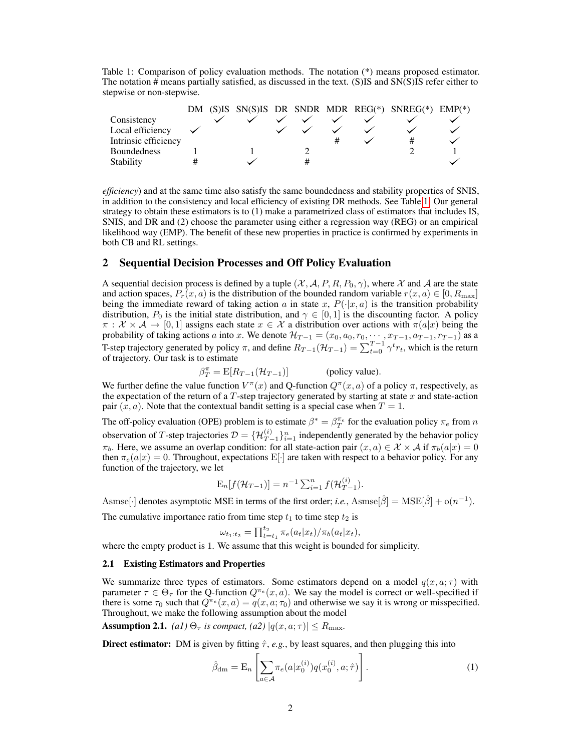Table 1: Comparison of policy evaluation methods. The notation (*) means proposed estimator. The notation # means partially satisfied, as discussed in the text. (S)IS and SN(S)IS refer either to stepwise or non-stepwise.

| | DM | (S)IS | SN(S)IS | DR | SNDR | MDR | REG(*) | SNREG(*) | EMP(*) |
|---|---|---|---|---|---|---|---|---|---|
| Consistency | | ✓ | ✓ | ✓ | ✓ | ✓ | ✓ | ✓ | ✓ |
| Local efficiency | ✓ | | | ✓ | ✓ | ✓ | ✓ | ✓ | ✓ |
| Intrinsic efficiency | | | | | | # | ✓ | # | ✓ |
| Boundedness | 1 | | 1 | | 2 | | | 2 | 1 |
| Stability | # | | ✓ | | # | | | | ✓ |

*efficiency*) and at the same time also satisfy the same boundedness and stability properties of SNIS, in addition to the consistency and local efficiency of existing DR methods. See Table 1. Our general strategy to obtain these estimators is to (1) make a parametrized class of estimators that includes IS, SNIS, and DR and (2) choose the parameter using either a regression way (REG) or an empirical likelihood way (EMP). The benefit of these new properties in practice is confirmed by experiments in both CB and RL settings.

## 2 Sequential Decision Processes and Off Policy Evaluation

A sequential decision process is defined by a tuple $(\mathcal{X}, \mathcal{A}, P, R, P_0, \gamma)$, where $\mathcal{X}$ and $\mathcal{A}$ are the state and action spaces, $P_r(x, a)$ is the distribution of the bounded random variable $r(x, a) \in [0, R_{\max}]$ being the immediate reward of taking action $a$ in state $x$, $P(\cdot|x, a)$ is the transition probability distribution, $P_0$ is the initial state distribution, and $\gamma \in [0, 1]$ is the discounting factor. A policy $\pi : \mathcal{X} \times \mathcal{A} \to [0, 1]$ assigns each state $x \in \mathcal{X}$ a distribution over actions with $\pi(a|x)$ being the probability of taking actions $a$ into $x$. We denote $\mathcal{H}_{T-1} = (x_0, a_0, r_0, \cdots, x_{T-1}, a_{T-1}, r_{T-1})$ as a T-step trajectory generated by policy $\pi$, and define $R_{T-1}(\mathcal{H}_{T-1}) = \sum_{t=0}^{T-1} \gamma^t r_t$, which is the return of trajectory. Our task is to estimate

$$\beta_T^\pi = \mathrm{E}[R_{T-1}(\mathcal{H}_{T-1})] \qquad \text{(policy value).}$$

We further define the value function $V^\pi(x)$ and Q-function $Q^\pi(x, a)$ of a policy $\pi$, respectively, as the expectation of the return of a $T$-step trajectory generated by starting at state $x$ and state-action pair $(x, a)$. Note that the contextual bandit setting is a special case when $T = 1$.

The off-policy evaluation (OPE) problem is to estimate $\beta^* = \beta_T^{\pi_e}$ for the evaluation policy $\pi_e$ from $n$ observation of $T$-step trajectories $\mathcal{D} = \{\mathcal{H}_{T-1}^{(i)}\}_{i=1}^n$ independently generated by the behavior policy $\pi_b$. Here, we assume an overlap condition: for all state-action pair $(x, a) \in \mathcal{X} \times \mathcal{A}$ if $\pi_b(a|x) = 0$ then $\pi_e(a|x) = 0$. Throughout, expectations $\mathrm{E}[\cdot]$ are taken with respect to a behavior policy. For any function of the trajectory, we let

$$\mathrm{E}_n[f(\mathcal{H}_{T-1})] = n^{-1} \sum_{i=1}^n f(\mathcal{H}_{T-1}^{(i)}).$$

$\mathrm{Asmse}[\cdot]$ denotes asymptotic MSE in terms of the first order; *i.e.*, $\mathrm{Asmse}[\hat{\beta}] = \mathrm{MSE}[\hat{\beta}] + \mathrm{o}(n^{-1})$.

The cumulative importance ratio from time step $t_1$ to time step $t_2$ is

$$\omega_{t_1:t_2} = \prod_{t=t_1}^{t_2} \pi_e(a_t|x_t)/\pi_b(a_t|x_t),$$

where the empty product is 1. We assume that this weight is bounded for simplicity.

### 2.1 Existing Estimators and Properties

We summarize three types of estimators. Some estimators depend on a model $q(x, a; \tau)$ with parameter $\tau \in \Theta_\tau$ for the Q-function $Q^{\pi_e}(x, a)$. We say the model is correct or well-specified if there is some $\tau_0$ such that $Q^{\pi_e}(x, a) = q(x, a; \tau_0)$ and otherwise we say it is wrong or misspecified. Throughout, we make the following assumption about the model

**Assumption 2.1.** *(a1) $\Theta_\tau$ is compact, (a2) $|q(x, a; \tau)| \leq R_{\max}$.*

**Direct estimator:** DM is given by fitting $\hat{\tau}$, *e.g.*, by least squares, and then plugging this into

$$\hat{\beta}_{\mathrm{dm}} = \mathrm{E}_n \left[ \sum_{a \in \mathcal{A}} \pi_e(a|x_0^{(i)}) q(x_0^{(i)}, a; \hat{\tau}) \right]. \tag{1}$$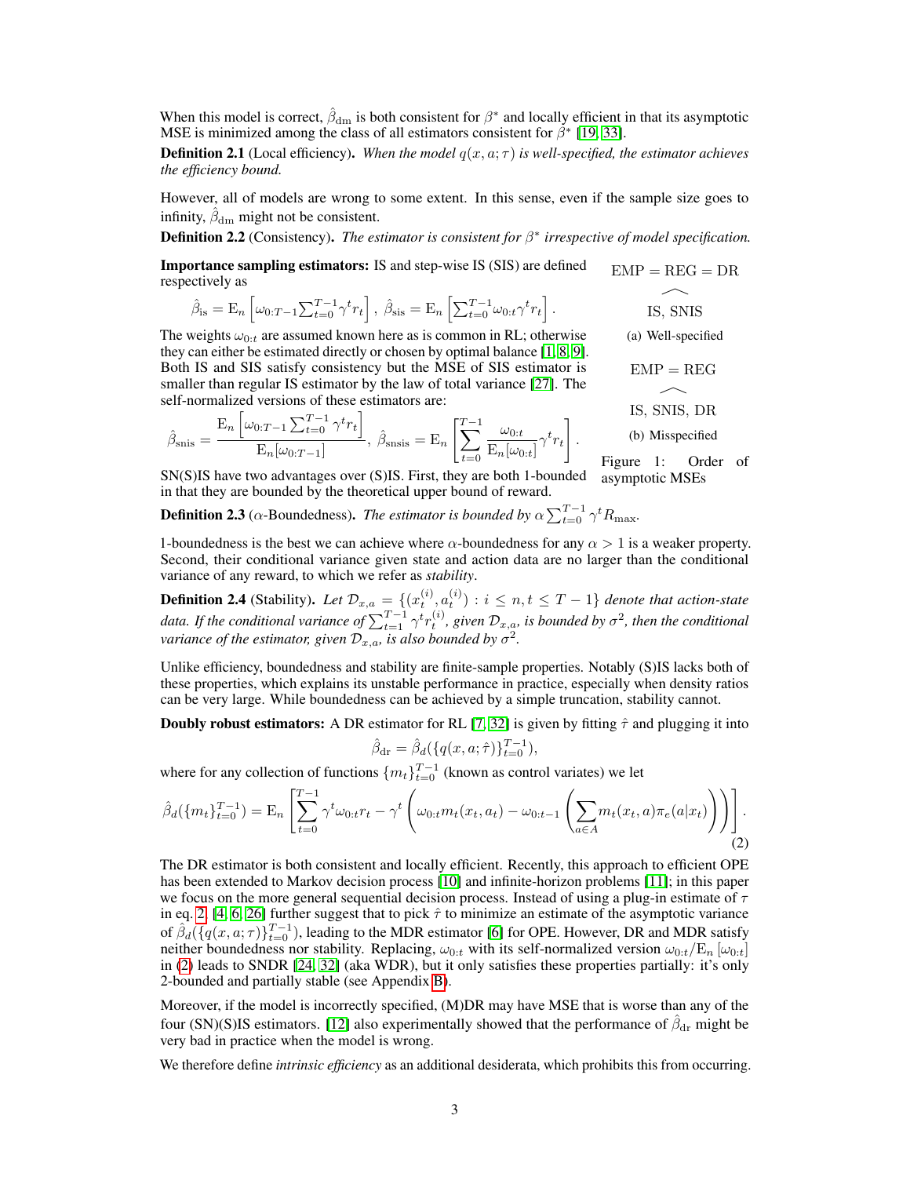When this model is correct, $\hat{\beta}_{\mathrm{dm}}$ is both consistent for $\beta^*$ and locally efficient in that its asymptotic MSE is minimized among the class of all estimators consistent for $\beta^*$ [19, 33].

**Definition 2.1** (Local efficiency). *When the model $q(x, a; \tau)$ is well-specified, the estimator achieves the efficiency bound.*

However, all of models are wrong to some extent. In this sense, even if the sample size goes to infinity, $\hat{\beta}_{\mathrm{dm}}$ might not be consistent.

**Definition 2.2** (Consistency). *The estimator is consistent for $\beta^*$ irrespective of model specification.*

**Importance sampling estimators:** IS and step-wise IS (SIS) are defined respectively as

$$\hat{\beta}_{\mathrm{is}} = \mathrm{E}_n\left[\omega_{0:T-1}\sum_{t=0}^{T-1}\gamma^t r_t\right],\ \hat{\beta}_{\mathrm{sis}} = \mathrm{E}_n\left[\sum_{t=0}^{T-1}\omega_{0:t}\gamma^t r_t\right].$$

The weights $\omega_{0:t}$ are assumed known here as is common in RL; otherwise they can either be estimated directly or chosen by optimal balance [1, 8, 9]. Both IS and SIS satisfy consistency but the MSE of SIS estimator is smaller than regular IS estimator by the law of total variance [27]. The self-normalized versions of these estimators are:

$$\hat{\beta}_{\mathrm{snis}} = \frac{\mathrm{E}_n\left[\omega_{0:T-1}\sum_{t=0}^{T-1}\gamma^t r_t\right]}{\mathrm{E}_n[\omega_{0:T-1}]},\ \hat{\beta}_{\mathrm{snsis}} = \mathrm{E}_n\left[\sum_{t=0}^{T-1}\frac{\omega_{0:t}}{\mathrm{E}_n[\omega_{0:t}]}\gamma^t r_t\right].$$

$$\mathrm{EMP} = \mathrm{REG} = \mathrm{DR}$$
$$\frown$$
$$\mathrm{IS,\ SNIS}$$

(a) Well-specified

$$\mathrm{EMP} = \mathrm{REG}$$
$$\frown$$
$$\mathrm{IS,\ SNIS,\ DR}$$

(b) Misspecified

Figure 1: Order of asymptotic MSEs

SN(S)IS have two advantages over (S)IS. First, they are both 1-bounded in that they are bounded by the theoretical upper bound of reward.

**Definition 2.3** ($\alpha$-Boundedness). *The estimator is bounded by $\alpha\sum_{t=0}^{T-1}\gamma^t R_{\max}$.*

1-boundedness is the best we can achieve where $\alpha$-boundedness for any $\alpha > 1$ is a weaker property. Second, their conditional variance given state and action data are no larger than the conditional variance of any reward, to which we refer as *stability*.

**Definition 2.4** (Stability). *Let $\mathcal{D}_{x,a} = \{(x_t^{(i)}, a_t^{(i)}) : i \leq n, t \leq T-1\}$ denote that action-state data. If the conditional variance of $\sum_{t=1}^{T-1}\gamma^t r_t^{(i)}$, given $\mathcal{D}_{x,a}$, is bounded by $\sigma^2$, then the conditional variance of the estimator, given $\mathcal{D}_{x,a}$, is also bounded by $\sigma^2$.*

Unlike efficiency, boundedness and stability are finite-sample properties. Notably (S)IS lacks both of these properties, which explains its unstable performance in practice, especially when density ratios can be very large. While boundedness can be achieved by a simple truncation, stability cannot.

**Doubly robust estimators:** A DR estimator for RL [7, 32] is given by fitting $\hat{\tau}$ and plugging it into

$$\hat{\beta}_{\mathrm{dr}} = \hat{\beta}_d(\{q(x, a; \hat{\tau})\}_{t=0}^{T-1}),$$

where for any collection of functions $\{m_t\}_{t=0}^{T-1}$ (known as control variates) we let

$$\hat{\beta}_d(\{m_t\}_{t=0}^{T-1}) = \mathrm{E}_n\left[\sum_{t=0}^{T-1}\gamma^t\omega_{0:t}r_t - \gamma^t\left(\omega_{0:t}m_t(x_t, a_t) - \omega_{0:t-1}\left(\sum_{a\in A}m_t(x_t, a)\pi_e(a|x_t)\right)\right)\right]. \tag{2}$$

The DR estimator is both consistent and locally efficient. Recently, this approach to efficient OPE has been extended to Markov decision process [10] and infinite-horizon problems [11]; in this paper we focus on the more general sequential decision process. Instead of using a plug-in estimate of $\tau$ in eq. 2, [4, 6, 26] further suggest that to pick $\hat{\tau}$ to minimize an estimate of the asymptotic variance of $\hat{\beta}_d(\{q(x, a; \tau)\}_{t=0}^{T-1})$, leading to the MDR estimator [6] for OPE. However, DR and MDR satisfy neither boundedness nor stability. Replacing, $\omega_{0:t}$ with its self-normalized version $\omega_{0:t}/\mathrm{E}_n[\omega_{0:t}]$ in (2) leads to SNDR [24, 32] (aka WDR), but it only satisfies these properties partially: it's only 2-bounded and partially stable (see Appendix B).

Moreover, if the model is incorrectly specified, (M)DR may have MSE that is worse than any of the four (SN)(S)IS estimators. [12] also experimentally showed that the performance of $\hat{\beta}_{\mathrm{dr}}$ might be very bad in practice when the model is wrong.

We therefore define *intrinsic efficiency* as an additional desiderata, which prohibits this from occurring.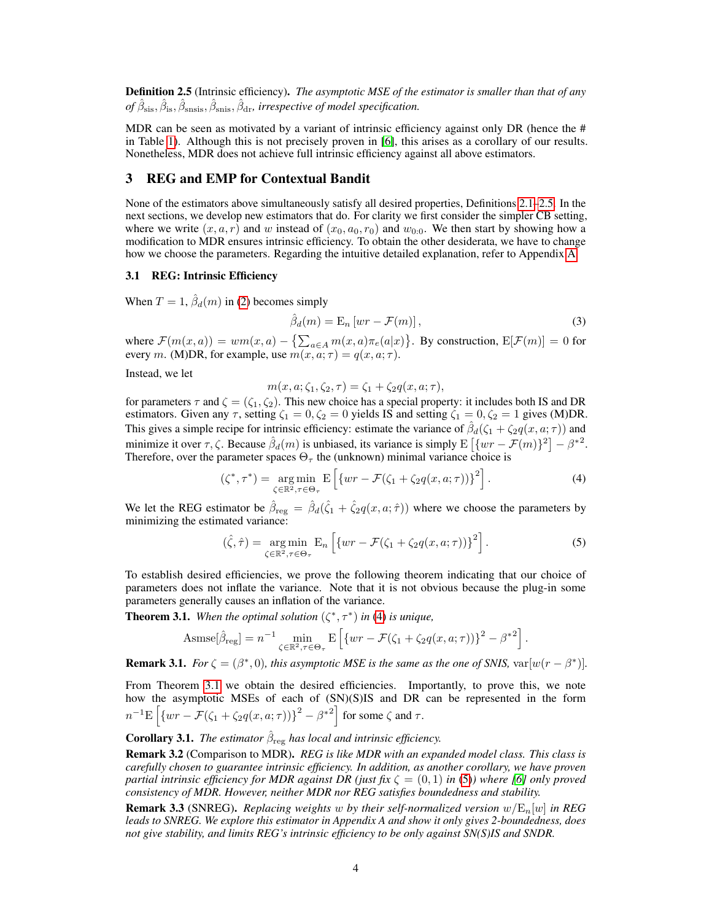**Definition 2.5** (Intrinsic efficiency)**.** *The asymptotic MSE of the estimator is smaller than that of any of $\hat{\beta}_{\rm sis}, \hat{\beta}_{\rm is}, \hat{\beta}_{\rm snsis}, \hat{\beta}_{\rm snis}, \hat{\beta}_{\rm dr}$, irrespective of model specification.*

MDR can be seen as motivated by a variant of intrinsic efficiency against only DR (hence the # in Table 1). Although this is not precisely proven in [6], this arises as a corollary of our results. Nonetheless, MDR does not achieve full intrinsic efficiency against all above estimators.

## 3 REG and EMP for Contextual Bandit

None of the estimators above simultaneously satisfy all desired properties, Definitions 2.1–2.5. In the next sections, we develop new estimators that do. For clarity we first consider the simpler CB setting, where we write $(x, a, r)$ and $w$ instead of $(x_0, a_0, r_0)$ and $w_{0:0}$. We then start by showing how a modification to MDR ensures intrinsic efficiency. To obtain the other desiderata, we have to change how we choose the parameters. Regarding the intuitive detailed explanation, refer to Appendix A.

### 3.1 REG: Intrinsic Efficiency

When $T = 1$, $\hat{\beta}_d(m)$ in (2) becomes simply

$$\hat{\beta}_d(m) = \mathrm{E}_n\left[wr - \mathcal{F}(m)\right], \tag{3}$$

where $\mathcal{F}(m(x,a)) = wm(x,a) - \left\{\sum_{a\in A} m(x,a)\pi_e(a|x)\right\}$. By construction, $\mathrm{E}[\mathcal{F}(m)] = 0$ for every $m$. (M)DR, for example, use $m(x, a; \tau) = q(x, a; \tau)$.

Instead, we let

$$m(x, a; \zeta_1, \zeta_2, \tau) = \zeta_1 + \zeta_2 q(x, a; \tau),$$

for parameters $\tau$ and $\zeta = (\zeta_1, \zeta_2)$. This new choice has a special property: it includes both IS and DR estimators. Given any $\tau$, setting $\zeta_1 = 0, \zeta_2 = 0$ yields IS and setting $\zeta_1 = 0, \zeta_2 = 1$ gives (M)DR. This gives a simple recipe for intrinsic efficiency: estimate the variance of $\hat{\beta}_d(\zeta_1 + \zeta_2 q(x, a; \tau))$ and minimize it over $\tau, \zeta$. Because $\hat{\beta}_d(m)$ is unbiased, its variance is simply $\mathrm{E}\left[\{wr - \mathcal{F}(m)\}^2\right] - \beta^{*2}$. Therefore, over the parameter spaces $\Theta_\tau$ the (unknown) minimal variance choice is

$$(\zeta^*, \tau^*) = \underset{\zeta\in\mathbb{R}^2, \tau\in\Theta_\tau}{\arg\min}\ \mathrm{E}\left[\{wr - \mathcal{F}(\zeta_1 + \zeta_2 q(x, a; \tau))\}^2\right]. \tag{4}$$

We let the REG estimator be $\hat{\beta}_{\rm reg} = \hat{\beta}_d(\hat{\zeta}_1 + \hat{\zeta}_2 q(x, a; \hat{\tau}))$ where we choose the parameters by minimizing the estimated variance:

$$(\hat{\zeta}, \hat{\tau}) = \underset{\zeta\in\mathbb{R}^2, \tau\in\Theta_\tau}{\arg\min}\ \mathrm{E}_n\left[\{wr - \mathcal{F}(\zeta_1 + \zeta_2 q(x, a; \tau))\}^2\right]. \tag{5}$$

To establish desired efficiencies, we prove the following theorem indicating that our choice of parameters does not inflate the variance. Note that it is not obvious because the plug-in some parameters generally causes an inflation of the variance.

**Theorem 3.1.** *When the optimal solution $(\zeta^*, \tau^*)$ in (4) is unique,*

$$\mathrm{Asmse}[\hat{\beta}_{\rm reg}] = n^{-1} \min_{\zeta\in\mathbb{R}^2, \tau\in\Theta_\tau} \mathrm{E}\left[\{wr - \mathcal{F}(\zeta_1 + \zeta_2 q(x, a; \tau))\}^2 - \beta^{*2}\right].$$

**Remark 3.1.** *For $\zeta = (\beta^*, 0)$, this asymptotic MSE is the same as the one of SNIS, $\mathrm{var}[w(r - \beta^*)]$.*

From Theorem 3.1 we obtain the desired efficiencies. Importantly, to prove this, we note how the asymptotic MSEs of each of (SN)(S)IS and DR can be represented in the form $n^{-1}\mathrm{E}\left[\{wr - \mathcal{F}(\zeta_1 + \zeta_2 q(x, a; \tau))\}^2 - \beta^{*2}\right]$ for some $\zeta$ and $\tau$.

**Corollary 3.1.** *The estimator $\hat{\beta}_{\rm reg}$ has local and intrinsic efficiency.*

**Remark 3.2** (Comparison to MDR)**.** *REG is like MDR with an expanded model class. This class is carefully chosen to guarantee intrinsic efficiency. In addition, as another corollary, we have proven partial intrinsic efficiency for MDR against DR (just fix $\zeta = (0, 1)$ in (5)) where [6] only proved consistency of MDR. However, neither MDR nor REG satisfies boundedness and stability.*

**Remark 3.3** (SNREG)**.** *Replacing weights $w$ by their self-normalized version $w/\mathrm{E}_n[w]$ in REG leads to SNREG. We explore this estimator in Appendix A and show it only gives 2-boundedness, does not give stability, and limits REG's intrinsic efficiency to be only against SN(S)IS and SNDR.*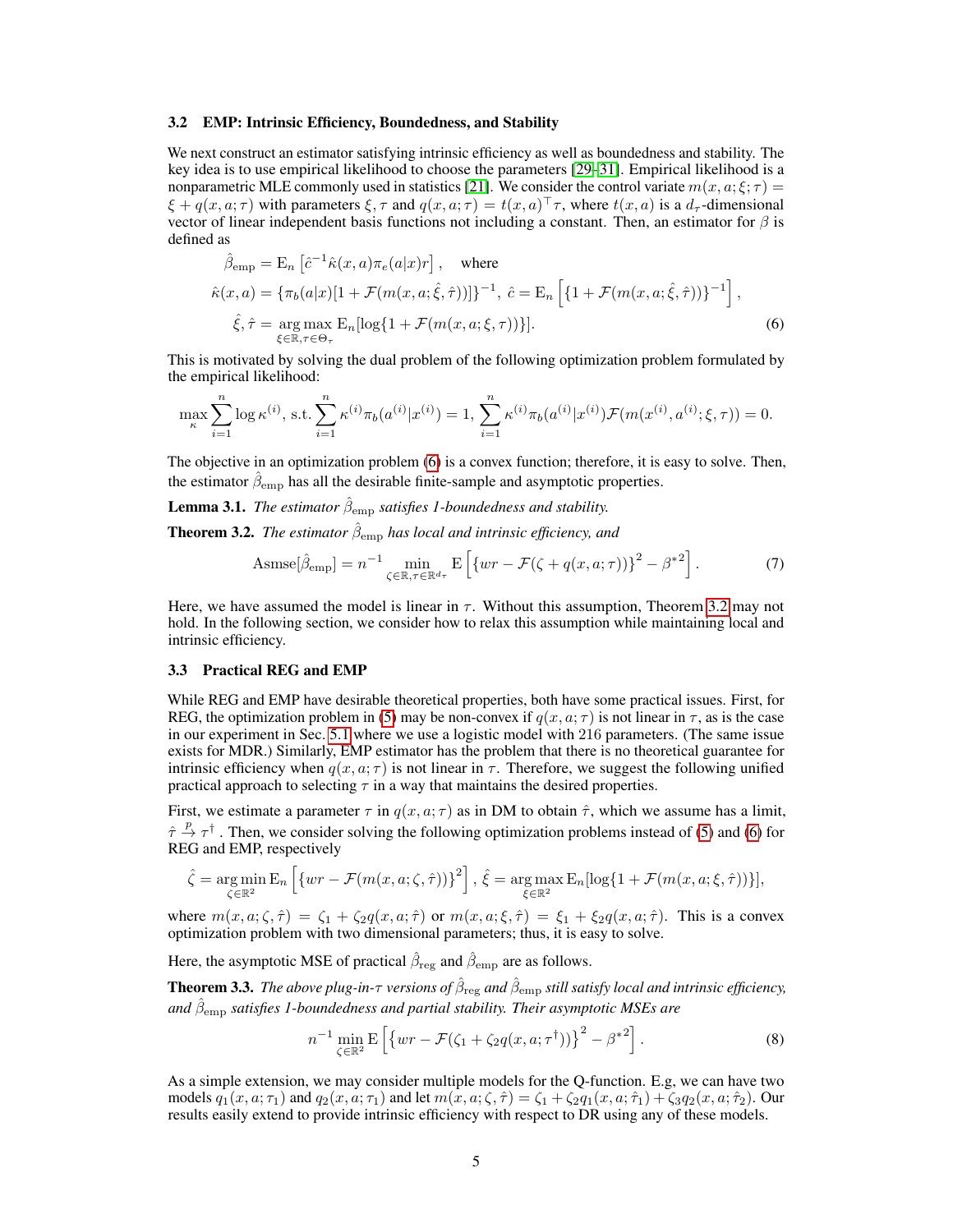### 3.2 EMP: Intrinsic Efficiency, Boundedness, and Stability

We next construct an estimator satisfying intrinsic efficiency as well as boundedness and stability. The key idea is to use empirical likelihood to choose the parameters [29–31]. Empirical likelihood is a nonparametric MLE commonly used in statistics [21]. We consider the control variate $m(x,a;\xi;\tau)=\xi+q(x,a;\tau)$ with parameters $\xi,\tau$ and $q(x,a;\tau)=t(x,a)^{\top}\tau$, where $t(x,a)$ is a $d_\tau$-dimensional vector of linear independent basis functions not including a constant. Then, an estimator for $\beta$ is defined as

$$
\begin{aligned}
\hat{\beta}_{\mathrm{emp}} &= \mathrm{E}_n\left[\hat{c}^{-1}\hat{\kappa}(x,a)\pi_e(a|x)r\right], \quad \text{where} \\
\hat{\kappa}(x,a) &= \{\pi_b(a|x)[1+\mathcal{F}(m(x,a;\hat{\xi},\hat{\tau}))]\}^{-1},\ \hat{c}=\mathrm{E}_n\left[\{1+\mathcal{F}(m(x,a;\hat{\xi},\hat{\tau}))\}^{-1}\right], \\
\hat{\xi},\hat{\tau} &= \underset{\xi\in\mathbb{R},\tau\in\Theta_\tau}{\arg\max}\ \mathrm{E}_n[\log\{1+\mathcal{F}(m(x,a;\xi,\tau))\}].
\end{aligned} \tag{6}
$$

This is motivated by solving the dual problem of the following optimization problem formulated by the empirical likelihood:

$$
\max_{\kappa}\sum_{i=1}^{n}\log\kappa^{(i)},\ \text{s.t.}\ \sum_{i=1}^{n}\kappa^{(i)}\pi_b(a^{(i)}|x^{(i)})=1,\ \sum_{i=1}^{n}\kappa^{(i)}\pi_b(a^{(i)}|x^{(i)})\mathcal{F}(m(x^{(i)},a^{(i)};\xi,\tau))=0.
$$

The objective in an optimization problem (6) is a convex function; therefore, it is easy to solve. Then, the estimator $\hat{\beta}_{\mathrm{emp}}$ has all the desirable finite-sample and asymptotic properties.

**Lemma 3.1.** *The estimator $\hat{\beta}_{\mathrm{emp}}$ satisfies 1-boundedness and stability.*

**Theorem 3.2.** *The estimator $\hat{\beta}_{\mathrm{emp}}$ has local and intrinsic efficiency, and*

$$
\mathrm{Asmse}[\hat{\beta}_{\mathrm{emp}}]=n^{-1}\min_{\zeta\in\mathbb{R},\tau\in\mathbb{R}^{d_\tau}}\mathrm{E}\left[\{wr-\mathcal{F}(\zeta+q(x,a;\tau))\}^2-\beta^{*2}\right]. \tag{7}
$$

Here, we have assumed the model is linear in $\tau$. Without this assumption, Theorem 3.2 may not hold. In the following section, we consider how to relax this assumption while maintaining local and intrinsic efficiency.

### 3.3 Practical REG and EMP

While REG and EMP have desirable theoretical properties, both have some practical issues. First, for REG, the optimization problem in (5) may be non-convex if $q(x,a;\tau)$ is not linear in $\tau$, as is the case in our experiment in Sec. 5.1 where we use a logistic model with 216 parameters. (The same issue exists for MDR.) Similarly, EMP estimator has the problem that there is no theoretical guarantee for intrinsic efficiency when $q(x,a;\tau)$ is not linear in $\tau$. Therefore, we suggest the following unified practical approach to selecting $\tau$ in a way that maintains the desired properties.

First, we estimate a parameter $\tau$ in $q(x,a;\tau)$ as in DM to obtain $\hat{\tau}$, which we assume has a limit, $\hat{\tau}\xrightarrow{p}\tau^{\dagger}$ . Then, we consider solving the following optimization problems instead of (5) and (6) for REG and EMP, respectively

$$
\hat{\zeta}=\underset{\zeta\in\mathbb{R}^2}{\arg\min}\,\mathrm{E}_n\left[\{wr-\mathcal{F}(m(x,a;\zeta,\hat{\tau}))\}^2\right],\ \hat{\xi}=\underset{\xi\in\mathbb{R}^2}{\arg\max}\,\mathrm{E}_n[\log\{1+\mathcal{F}(m(x,a;\xi,\hat{\tau}))\}],
$$

where $m(x,a;\zeta,\hat{\tau})=\zeta_1+\zeta_2 q(x,a;\hat{\tau})$ or $m(x,a;\xi,\hat{\tau})=\xi_1+\xi_2 q(x,a;\hat{\tau})$. This is a convex optimization problem with two dimensional parameters; thus, it is easy to solve.

Here, the asymptotic MSE of practical $\hat{\beta}_{\mathrm{reg}}$ and $\hat{\beta}_{\mathrm{emp}}$ are as follows.

**Theorem 3.3.** *The above plug-in-$\tau$ versions of $\hat{\beta}_{\mathrm{reg}}$ and $\hat{\beta}_{\mathrm{emp}}$ still satisfy local and intrinsic efficiency, and $\hat{\beta}_{\mathrm{emp}}$ satisfies 1-boundedness and partial stability. Their asymptotic MSEs are*

$$
n^{-1}\min_{\zeta\in\mathbb{R}^2}\mathrm{E}\left[\{wr-\mathcal{F}(\zeta_1+\zeta_2 q(x,a;\tau^{\dagger}))\}^2-\beta^{*2}\right]. \tag{8}
$$

As a simple extension, we may consider multiple models for the Q-function. E.g, we can have two models $q_1(x,a;\tau_1)$ and $q_2(x,a;\tau_1)$ and let $m(x,a;\zeta,\hat{\tau})=\zeta_1+\zeta_2 q_1(x,a;\hat{\tau}_1)+\zeta_3 q_2(x,a;\hat{\tau}_2)$. Our results easily extend to provide intrinsic efficiency with respect to DR using any of these models.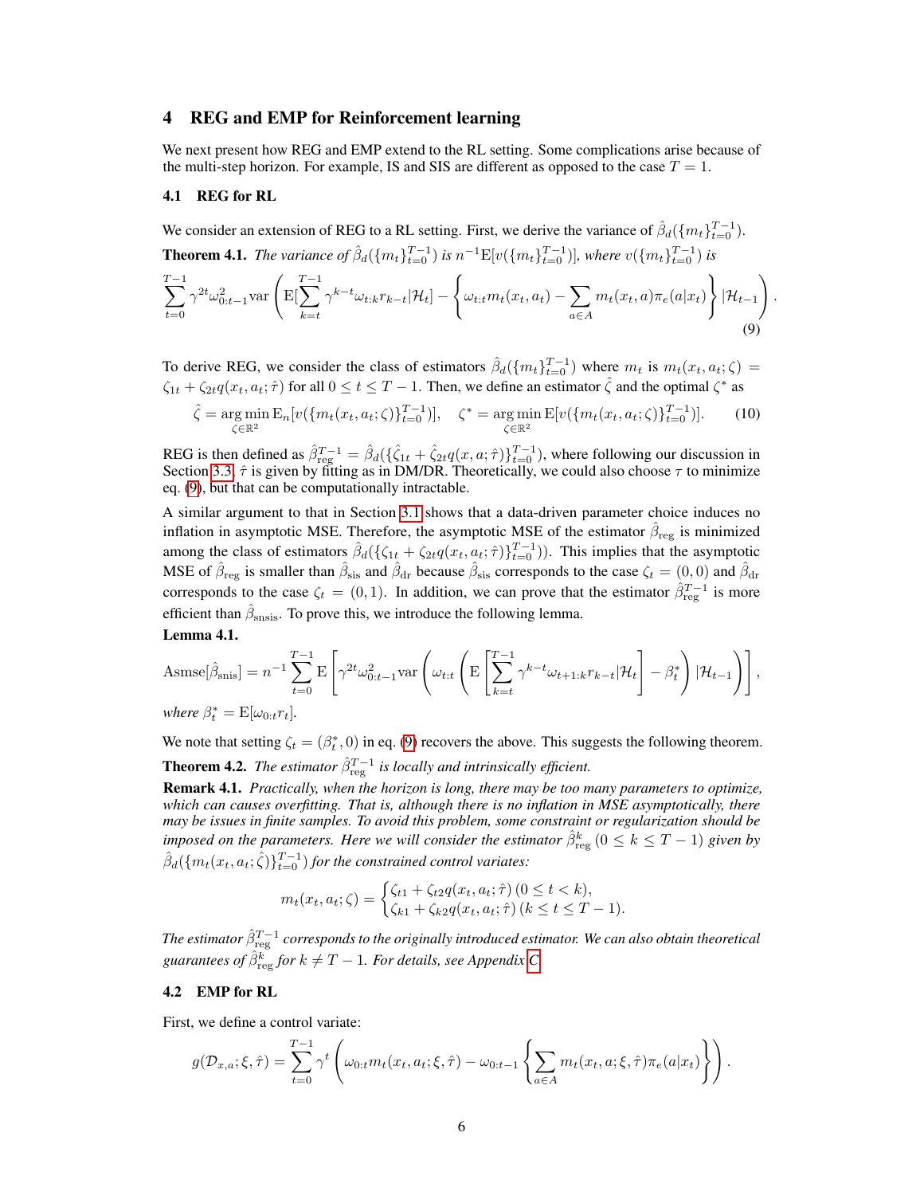## 4 REG and EMP for Reinforcement learning

We next present how REG and EMP extend to the RL setting. Some complications arise because of the multi-step horizon. For example, IS and SIS are different as opposed to the case $T = 1$.

### 4.1 REG for RL

We consider an extension of REG to a RL setting. First, we derive the variance of $\hat{\beta}_d(\{m_t\}_{t=0}^{T-1})$.

**Theorem 4.1.** *The variance of $\hat{\beta}_d(\{m_t\}_{t=0}^{T-1})$ is $n^{-1}\mathrm{E}[v(\{m_t\}_{t=0}^{T-1})]$, where $v(\{m_t\}_{t=0}^{T-1})$ is*

$$\sum_{t=0}^{T-1} \gamma^{2t}\omega_{0:t-1}^2 \mathrm{var}\left( \mathrm{E}[\sum_{k=t}^{T-1}\gamma^{k-t}\omega_{t:k}r_{k-t}|\mathcal{H}_t] - \left\{ \omega_{t:t}m_t(x_t,a_t) - \sum_{a\in A} m_t(x_t,a)\pi_e(a|x_t)\right\} |\mathcal{H}_{t-1} \right). \tag{9}$$

To derive REG, we consider the class of estimators $\hat{\beta}_d(\{m_t\}_{t=0}^{T-1})$ where $m_t$ is $m_t(x_t,a_t;\zeta) = \zeta_{1t} + \zeta_{2t}q(x_t,a_t;\hat{\tau})$ for all $0 \leq t \leq T-1$. Then, we define an estimator $\hat{\zeta}$ and the optimal $\zeta^*$ as

$$\hat{\zeta} = \operatorname*{arg\,min}_{\zeta\in\mathbb{R}^2} \mathrm{E}_n[v(\{m_t(x_t,a_t;\zeta)\}_{t=0}^{T-1})], \quad \zeta^* = \operatorname*{arg\,min}_{\zeta\in\mathbb{R}^2} \mathrm{E}[v(\{m_t(x_t,a_t;\zeta)\}_{t=0}^{T-1})]. \tag{10}$$

REG is then defined as $\hat{\beta}_{\mathrm{reg}}^{T-1} = \hat{\beta}_d(\{\hat{\zeta}_{1t} + \hat{\zeta}_{2t}q(x,a;\hat{\tau})\}_{t=0}^{T-1})$, where following our discussion in Section 3.3, $\hat{\tau}$ is given by fitting as in DM/DR. Theoretically, we could also choose $\tau$ to minimize eq. (9), but that can be computationally intractable.

A similar argument to that in Section 3.1 shows that a data-driven parameter choice induces no inflation in asymptotic MSE. Therefore, the asymptotic MSE of the estimator $\hat{\beta}_{\mathrm{reg}}$ is minimized among the class of estimators $\hat{\beta}_d(\{\zeta_{1t} + \zeta_{2t}q(x_t,a_t;\hat{\tau})\}_{t=0}^{T-1})$. This implies that the asymptotic MSE of $\hat{\beta}_{\mathrm{reg}}$ is smaller than $\hat{\beta}_{\mathrm{sis}}$ and $\hat{\beta}_{\mathrm{dr}}$ because $\hat{\beta}_{\mathrm{sis}}$ corresponds to the case $\zeta_t = (0,0)$ and $\hat{\beta}_{\mathrm{dr}}$ corresponds to the case $\zeta_t = (0,1)$. In addition, we can prove that the estimator $\hat{\beta}_{\mathrm{reg}}^{T-1}$ is more efficient than $\hat{\beta}_{\mathrm{snsis}}$. To prove this, we introduce the following lemma.

**Lemma 4.1.**

$$\mathrm{Asmse}[\hat{\beta}_{\mathrm{snis}}] = n^{-1}\sum_{t=0}^{T-1}\mathrm{E}\left[\gamma^{2t}\omega_{0:t-1}^2\mathrm{var}\left(\omega_{t:t}\left(\mathrm{E}\left[\sum_{k=t}^{T-1}\gamma^{k-t}\omega_{t+1:k}r_{k-t}|\mathcal{H}_t\right] - \beta_t^*\right)|\mathcal{H}_{t-1}\right)\right],$$

*where $\beta_t^* = \mathrm{E}[\omega_{0:t}r_t]$.*

We note that setting $\zeta_t = (\beta_t^*, 0)$ in eq. (9) recovers the above. This suggests the following theorem.

**Theorem 4.2.** *The estimator $\hat{\beta}_{\mathrm{reg}}^{T-1}$ is locally and intrinsically efficient.*

**Remark 4.1.** *Practically, when the horizon is long, there may be too many parameters to optimize, which can causes overfitting. That is, although there is no inflation in MSE asymptotically, there may be issues in finite samples. To avoid this problem, some constraint or regularization should be imposed on the parameters. Here we will consider the estimator $\hat{\beta}_{\mathrm{reg}}^k$ $(0 \leq k \leq T-1)$ given by $\hat{\beta}_d(\{m_t(x_t,a_t;\hat{\zeta})\}_{t=0}^{T-1})$ for the constrained control variates:*

$$m_t(x_t,a_t;\zeta) = \begin{cases} \zeta_{t1} + \zeta_{t2}q(x_t,a_t;\hat{\tau})\ (0 \leq t < k), \\ \zeta_{k1} + \zeta_{k2}q(x_t,a_t;\hat{\tau})\ (k \leq t \leq T-1). \end{cases}$$

*The estimator $\hat{\beta}_{\mathrm{reg}}^{T-1}$ corresponds to the originally introduced estimator. We can also obtain theoretical guarantees of $\hat{\beta}_{\mathrm{reg}}^k$ for $k \neq T-1$. For details, see Appendix C.*

### 4.2 EMP for RL

First, we define a control variate:

$$g(\mathcal{D}_{x,a};\xi,\hat{\tau}) = \sum_{t=0}^{T-1}\gamma^t\left(\omega_{0:t}m_t(x_t,a_t;\xi,\hat{\tau}) - \omega_{0:t-1}\left\{\sum_{a\in A}m_t(x_t,a;\xi,\hat{\tau})\pi_e(a|x_t)\right\}\right).$$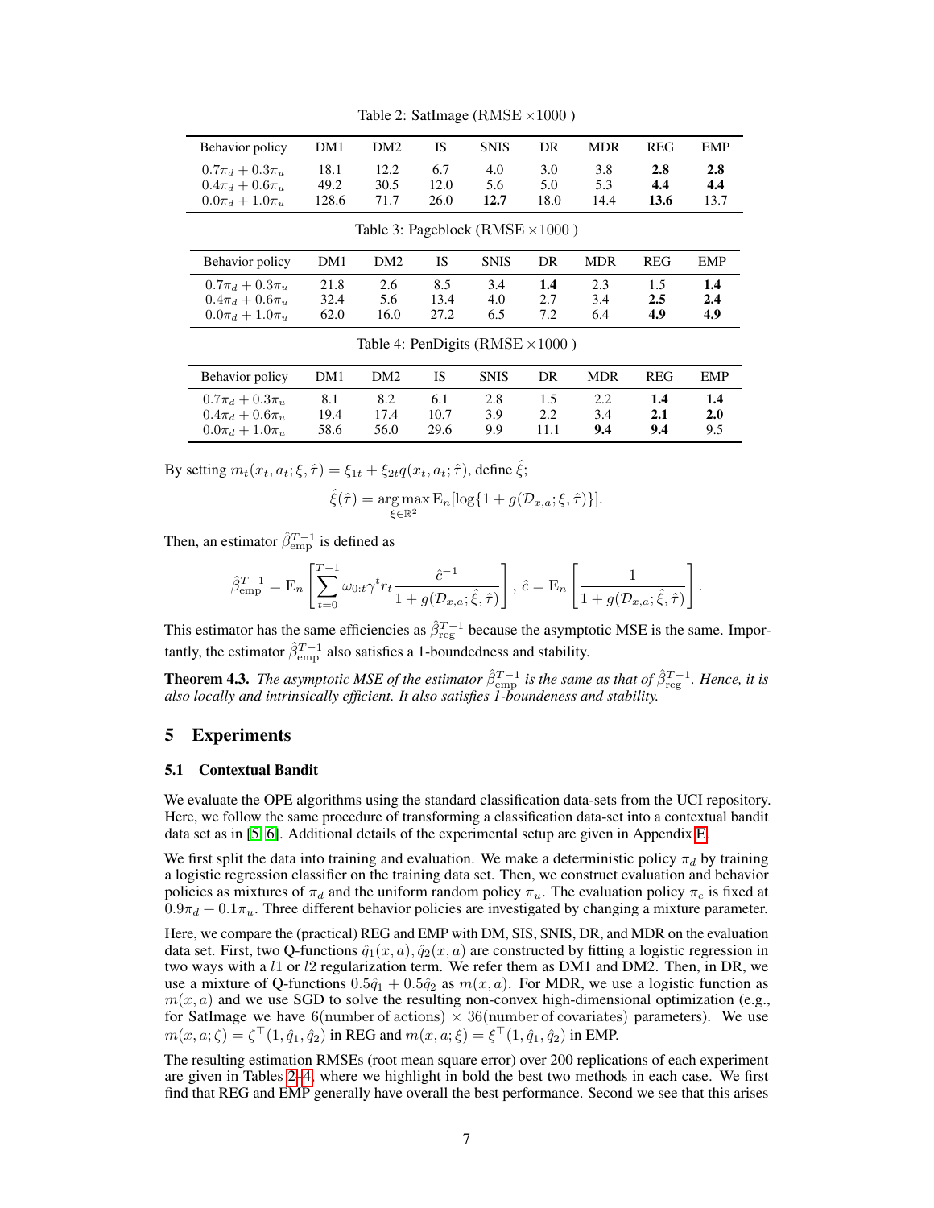Table 2: SatImage (RMSE $\times 1000$ )

| Behavior policy | DM1 | DM2 | IS | SNIS | DR | MDR | REG | EMP |
|---|---|---|---|---|---|---|---|---|
| $0.7\pi_d + 0.3\pi_u$ | 18.1 | 12.2 | 6.7 | 4.0 | 3.0 | 3.8 | **2.8** | **2.8** |
| $0.4\pi_d + 0.6\pi_u$ | 49.2 | 30.5 | 12.0 | 5.6 | 5.0 | 5.3 | **4.4** | **4.4** |
| $0.0\pi_d + 1.0\pi_u$ | 128.6 | 71.7 | 26.0 | **12.7** | 18.0 | 14.4 | **13.6** | 13.7 |

Table 3: Pageblock (RMSE $\times 1000$ )

| Behavior policy | DM1 | DM2 | IS | SNIS | DR | MDR | REG | EMP |
|---|---|---|---|---|---|---|---|---|
| $0.7\pi_d + 0.3\pi_u$ | 21.8 | 2.6 | 8.5 | 3.4 | **1.4** | 2.3 | 1.5 | **1.4** |
| $0.4\pi_d + 0.6\pi_u$ | 32.4 | 5.6 | 13.4 | 4.0 | 2.7 | 3.4 | **2.5** | **2.4** |
| $0.0\pi_d + 1.0\pi_u$ | 62.0 | 16.0 | 27.2 | 6.5 | 7.2 | 6.4 | **4.9** | **4.9** |

Table 4: PenDigits (RMSE $\times 1000$ )

| Behavior policy | DM1 | DM2 | IS | SNIS | DR | MDR | REG | EMP |
|---|---|---|---|---|---|---|---|---|
| $0.7\pi_d + 0.3\pi_u$ | 8.1 | 8.2 | 6.1 | 2.8 | 1.5 | 2.2 | **1.4** | **1.4** |
| $0.4\pi_d + 0.6\pi_u$ | 19.4 | 17.4 | 10.7 | 3.9 | 2.2 | 3.4 | **2.1** | **2.0** |
| $0.0\pi_d + 1.0\pi_u$ | 58.6 | 56.0 | 29.6 | 9.9 | 11.1 | **9.4** | **9.4** | 9.5 |

By setting $m_t(x_t, a_t; \xi, \hat{\tau}) = \xi_{1t} + \xi_{2t} q(x_t, a_t; \hat{\tau})$, define $\hat{\xi}$;

$$\hat{\xi}(\hat{\tau}) = \underset{\xi \in \mathbb{R}^2}{\arg\max}\, \mathrm{E}_n[\log\{1 + g(\mathcal{D}_{x,a}; \xi, \hat{\tau})\}].$$

Then, an estimator $\hat{\beta}^{T-1}_{\mathrm{emp}}$ is defined as

$$\hat{\beta}^{T-1}_{\mathrm{emp}} = \mathrm{E}_n\left[\sum_{t=0}^{T-1} \omega_{0:t}\gamma^t r_t \frac{\hat{c}^{-1}}{1 + g(\mathcal{D}_{x,a}; \hat{\xi}, \hat{\tau})}\right],\ \hat{c} = \mathrm{E}_n\left[\frac{1}{1 + g(\mathcal{D}_{x,a}; \hat{\xi}, \hat{\tau})}\right].$$

This estimator has the same efficiencies as $\hat{\beta}^{T-1}_{\mathrm{reg}}$ because the asymptotic MSE is the same. Importantly, the estimator $\hat{\beta}^{T-1}_{\mathrm{emp}}$ also satisfies a 1-boundedness and stability.

**Theorem 4.3.** *The asymptotic MSE of the estimator $\hat{\beta}^{T-1}_{\mathrm{emp}}$ is the same as that of $\hat{\beta}^{T-1}_{\mathrm{reg}}$. Hence, it is also locally and intrinsically efficient. It also satisfies 1-boundness and stability.*

# 5 Experiments

## 5.1 Contextual Bandit

We evaluate the OPE algorithms using the standard classification data-sets from the UCI repository. Here, we follow the same procedure of transforming a classification data-set into a contextual bandit data set as in [5, 6]. Additional details of the experimental setup are given in Appendix E.

We first split the data into training and evaluation. We make a deterministic policy $\pi_d$ by training a logistic regression classifier on the training data set. Then, we construct evaluation and behavior policies as mixtures of $\pi_d$ and the uniform random policy $\pi_u$. The evaluation policy $\pi_e$ is fixed at $0.9\pi_d + 0.1\pi_u$. Three different behavior policies are investigated by changing a mixture parameter.

Here, we compare the (practical) REG and EMP with DM, SIS, SNIS, DR, and MDR on the evaluation data set. First, two Q-functions $\hat{q}_1(x, a), \hat{q}_2(x, a)$ are constructed by fitting a logistic regression in two ways with a $l1$ or $l2$ regularization term. We refer them as DM1 and DM2. Then, in DR, we use a mixture of Q-functions $0.5\hat{q}_1 + 0.5\hat{q}_2$ as $m(x, a)$. For MDR, we use a logistic function as $m(x, a)$ and we use SGD to solve the resulting non-convex high-dimensional optimization (e.g., for SatImage we have $6(\text{number of actions}) \times 36(\text{number of covariates})$ parameters). We use $m(x, a; \zeta) = \zeta^\top(1, \hat{q}_1, \hat{q}_2)$ in REG and $m(x, a; \xi) = \xi^\top(1, \hat{q}_1, \hat{q}_2)$ in EMP.

The resulting estimation RMSEs (root mean square error) over 200 replications of each experiment are given in Tables 2–4, where we highlight in bold the best two methods in each case. We first find that REG and EMP generally have overall the best performance. Second we see that this arises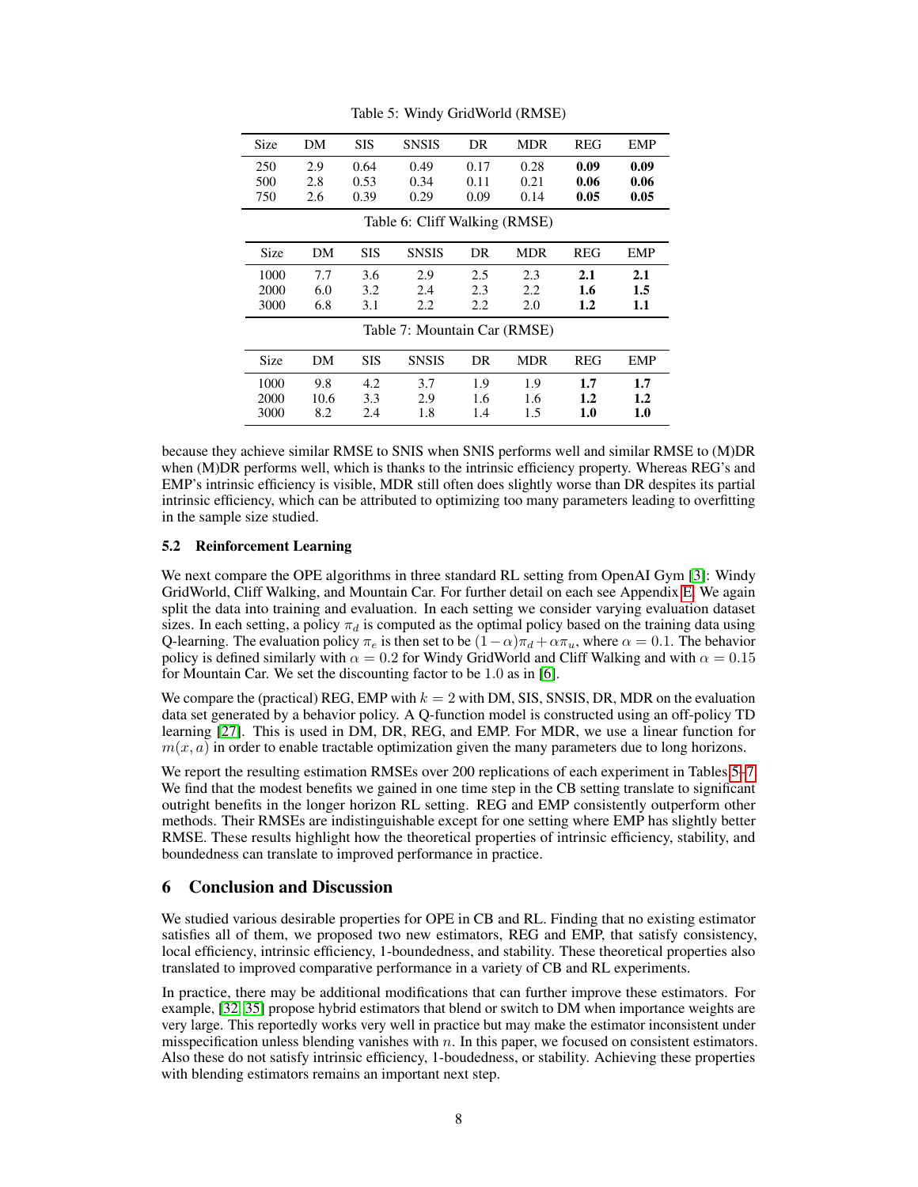Table 5: Windy GridWorld (RMSE)

| Size | DM | SIS | SNSIS | DR | MDR | REG | EMP |
|---|---|---|---|---|---|---|---|
| 250 | 2.9 | 0.64 | 0.49 | 0.17 | 0.28 | **0.09** | **0.09** |
| 500 | 2.8 | 0.53 | 0.34 | 0.11 | 0.21 | **0.06** | **0.06** |
| 750 | 2.6 | 0.39 | 0.29 | 0.09 | 0.14 | **0.05** | **0.05** |

Table 6: Cliff Walking (RMSE)

| Size | DM | SIS | SNSIS | DR | MDR | REG | EMP |
|---|---|---|---|---|---|---|---|
| 1000 | 7.7 | 3.6 | 2.9 | 2.5 | 2.3 | **2.1** | **2.1** |
| 2000 | 6.0 | 3.2 | 2.4 | 2.3 | 2.2 | **1.6** | **1.5** |
| 3000 | 6.8 | 3.1 | 2.2 | 2.2 | 2.0 | **1.2** | **1.1** |

Table 7: Mountain Car (RMSE)

| Size | DM | SIS | SNSIS | DR | MDR | REG | EMP |
|---|---|---|---|---|---|---|---|
| 1000 | 9.8 | 4.2 | 3.7 | 1.9 | 1.9 | **1.7** | **1.7** |
| 2000 | 10.6 | 3.3 | 2.9 | 1.6 | 1.6 | **1.2** | **1.2** |
| 3000 | 8.2 | 2.4 | 1.8 | 1.4 | 1.5 | **1.0** | **1.0** |

because they achieve similar RMSE to SNIS when SNIS performs well and similar RMSE to (M)DR when (M)DR performs well, which is thanks to the intrinsic efficiency property. Whereas REG's and EMP's intrinsic efficiency is visible, MDR still often does slightly worse than DR despites its partial intrinsic efficiency, which can be attributed to optimizing too many parameters leading to overfitting in the sample size studied.

### 5.2 Reinforcement Learning

We next compare the OPE algorithms in three standard RL setting from OpenAI Gym [3]: Windy GridWorld, Cliff Walking, and Mountain Car. For further detail on each see Appendix E. We again split the data into training and evaluation. In each setting we consider varying evaluation dataset sizes. In each setting, a policy $\pi_d$ is computed as the optimal policy based on the training data using Q-learning. The evaluation policy $\pi_e$ is then set to be $(1-\alpha)\pi_d + \alpha\pi_u$, where $\alpha = 0.1$. The behavior policy is defined similarly with $\alpha = 0.2$ for Windy GridWorld and Cliff Walking and with $\alpha = 0.15$ for Mountain Car. We set the discounting factor to be 1.0 as in [6].

We compare the (practical) REG, EMP with $k = 2$ with DM, SIS, SNSIS, DR, MDR on the evaluation data set generated by a behavior policy. A Q-function model is constructed using an off-policy TD learning [27]. This is used in DM, DR, REG, and EMP. For MDR, we use a linear function for $m(x, a)$ in order to enable tractable optimization given the many parameters due to long horizons.

We report the resulting estimation RMSEs over 200 replications of each experiment in Tables 5–7. We find that the modest benefits we gained in one time step in the CB setting translate to significant outright benefits in the longer horizon RL setting. REG and EMP consistently outperform other methods. Their RMSEs are indistinguishable except for one setting where EMP has slightly better RMSE. These results highlight how the theoretical properties of intrinsic efficiency, stability, and boundedness can translate to improved performance in practice.

## 6 Conclusion and Discussion

We studied various desirable properties for OPE in CB and RL. Finding that no existing estimator satisfies all of them, we proposed two new estimators, REG and EMP, that satisfy consistency, local efficiency, intrinsic efficiency, 1-boundedness, and stability. These theoretical properties also translated to improved comparative performance in a variety of CB and RL experiments.

In practice, there may be additional modifications that can further improve these estimators. For example, [32, 35] propose hybrid estimators that blend or switch to DM when importance weights are very large. This reportedly works very well in practice but may make the estimator inconsistent under misspecification unless blending vanishes with $n$. In this paper, we focused on consistent estimators. Also these do not satisfy intrinsic efficiency, 1-boudedness, or stability. Achieving these properties with blending estimators remains an important next step.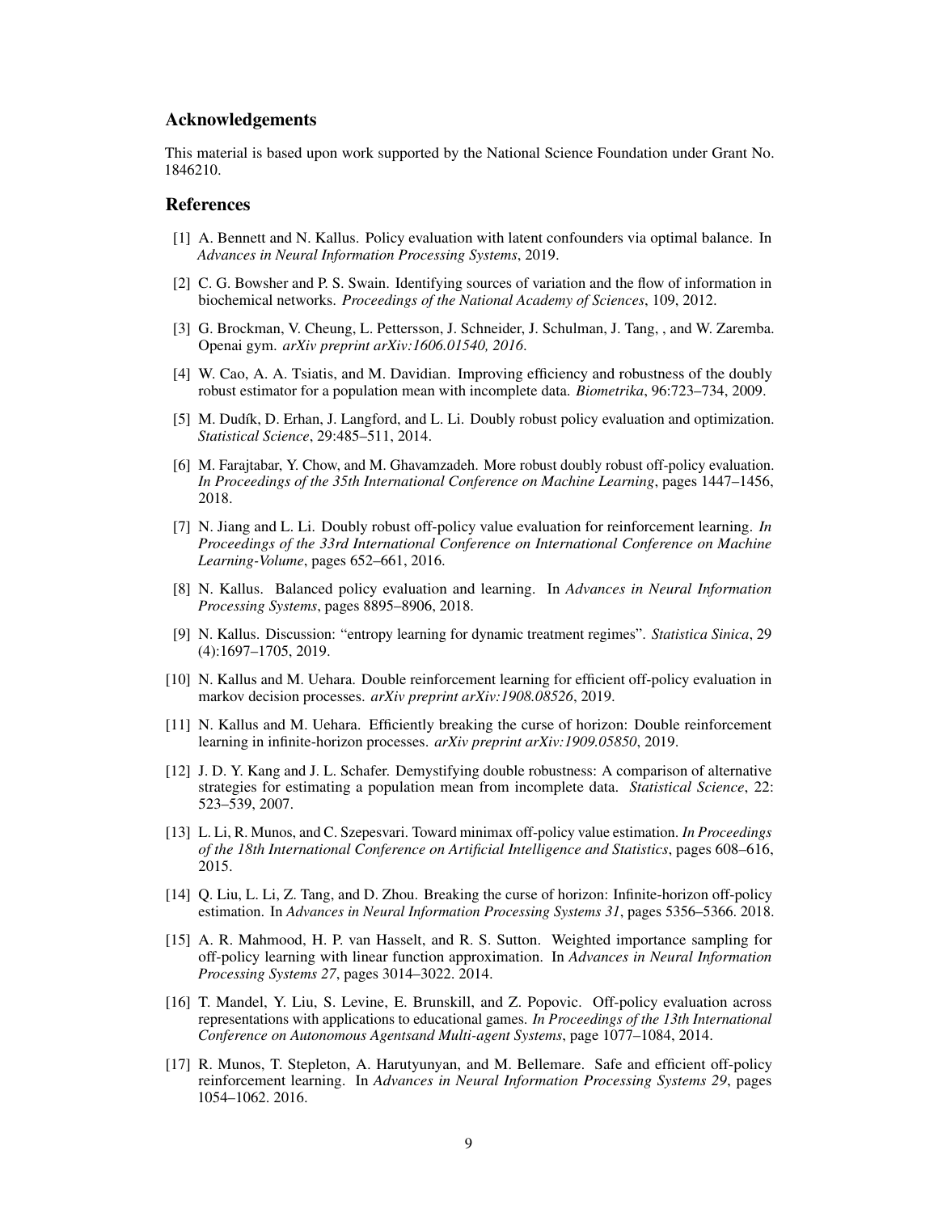## Acknowledgements

This material is based upon work supported by the National Science Foundation under Grant No. 1846210.

## References

[1] A. Bennett and N. Kallus. Policy evaluation with latent confounders via optimal balance. In *Advances in Neural Information Processing Systems*, 2019.

[2] C. G. Bowsher and P. S. Swain. Identifying sources of variation and the flow of information in biochemical networks. *Proceedings of the National Academy of Sciences*, 109, 2012.

[3] G. Brockman, V. Cheung, L. Pettersson, J. Schneider, J. Schulman, J. Tang, , and W. Zaremba. Openai gym. *arXiv preprint arXiv:1606.01540, 2016*.

[4] W. Cao, A. A. Tsiatis, and M. Davidian. Improving efficiency and robustness of the doubly robust estimator for a population mean with incomplete data. *Biometrika*, 96:723–734, 2009.

[5] M. Dudík, D. Erhan, J. Langford, and L. Li. Doubly robust policy evaluation and optimization. *Statistical Science*, 29:485–511, 2014.

[6] M. Farajtabar, Y. Chow, and M. Ghavamzadeh. More robust doubly robust off-policy evaluation. *In Proceedings of the 35th International Conference on Machine Learning*, pages 1447–1456, 2018.

[7] N. Jiang and L. Li. Doubly robust off-policy value evaluation for reinforcement learning. *In Proceedings of the 33rd International Conference on International Conference on Machine Learning-Volume*, pages 652–661, 2016.

[8] N. Kallus. Balanced policy evaluation and learning. In *Advances in Neural Information Processing Systems*, pages 8895–8906, 2018.

[9] N. Kallus. Discussion: "entropy learning for dynamic treatment regimes". *Statistica Sinica*, 29 (4):1697–1705, 2019.

[10] N. Kallus and M. Uehara. Double reinforcement learning for efficient off-policy evaluation in markov decision processes. *arXiv preprint arXiv:1908.08526*, 2019.

[11] N. Kallus and M. Uehara. Efficiently breaking the curse of horizon: Double reinforcement learning in infinite-horizon processes. *arXiv preprint arXiv:1909.05850*, 2019.

[12] J. D. Y. Kang and J. L. Schafer. Demystifying double robustness: A comparison of alternative strategies for estimating a population mean from incomplete data. *Statistical Science*, 22: 523–539, 2007.

[13] L. Li, R. Munos, and C. Szepesvari. Toward minimax off-policy value estimation. *In Proceedings of the 18th International Conference on Artificial Intelligence and Statistics*, pages 608–616, 2015.

[14] Q. Liu, L. Li, Z. Tang, and D. Zhou. Breaking the curse of horizon: Infinite-horizon off-policy estimation. In *Advances in Neural Information Processing Systems 31*, pages 5356–5366. 2018.

[15] A. R. Mahmood, H. P. van Hasselt, and R. S. Sutton. Weighted importance sampling for off-policy learning with linear function approximation. In *Advances in Neural Information Processing Systems 27*, pages 3014–3022. 2014.

[16] T. Mandel, Y. Liu, S. Levine, E. Brunskill, and Z. Popovic. Off-policy evaluation across representations with applications to educational games. *In Proceedings of the 13th International Conference on Autonomous Agentsand Multi-agent Systems*, page 1077–1084, 2014.

[17] R. Munos, T. Stepleton, A. Harutyunyan, and M. Bellemare. Safe and efficient off-policy reinforcement learning. In *Advances in Neural Information Processing Systems 29*, pages 1054–1062. 2016.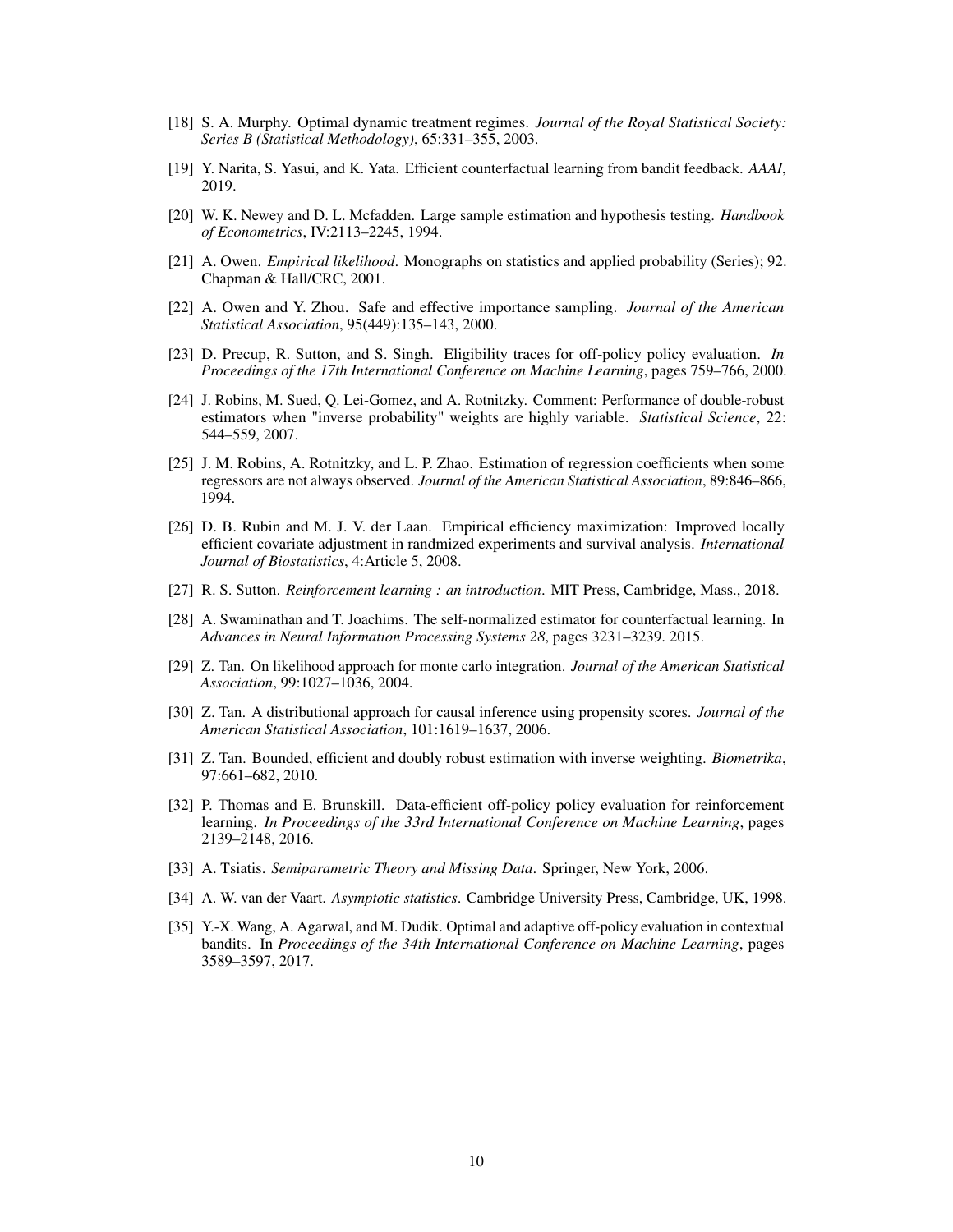[18] S. A. Murphy. Optimal dynamic treatment regimes. *Journal of the Royal Statistical Society: Series B (Statistical Methodology)*, 65:331–355, 2003.

[19] Y. Narita, S. Yasui, and K. Yata. Efficient counterfactual learning from bandit feedback. *AAAI*, 2019.

[20] W. K. Newey and D. L. Mcfadden. Large sample estimation and hypothesis testing. *Handbook of Econometrics*, IV:2113–2245, 1994.

[21] A. Owen. *Empirical likelihood*. Monographs on statistics and applied probability (Series); 92. Chapman & Hall/CRC, 2001.

[22] A. Owen and Y. Zhou. Safe and effective importance sampling. *Journal of the American Statistical Association*, 95(449):135–143, 2000.

[23] D. Precup, R. Sutton, and S. Singh. Eligibility traces for off-policy policy evaluation. *In Proceedings of the 17th International Conference on Machine Learning*, pages 759–766, 2000.

[24] J. Robins, M. Sued, Q. Lei-Gomez, and A. Rotnitzky. Comment: Performance of double-robust estimators when "inverse probability" weights are highly variable. *Statistical Science*, 22: 544–559, 2007.

[25] J. M. Robins, A. Rotnitzky, and L. P. Zhao. Estimation of regression coefficients when some regressors are not always observed. *Journal of the American Statistical Association*, 89:846–866, 1994.

[26] D. B. Rubin and M. J. V. der Laan. Empirical efficiency maximization: Improved locally efficient covariate adjustment in randmized experiments and survival analysis. *International Journal of Biostatistics*, 4:Article 5, 2008.

[27] R. S. Sutton. *Reinforcement learning : an introduction*. MIT Press, Cambridge, Mass., 2018.

[28] A. Swaminathan and T. Joachims. The self-normalized estimator for counterfactual learning. In *Advances in Neural Information Processing Systems 28*, pages 3231–3239. 2015.

[29] Z. Tan. On likelihood approach for monte carlo integration. *Journal of the American Statistical Association*, 99:1027–1036, 2004.

[30] Z. Tan. A distributional approach for causal inference using propensity scores. *Journal of the American Statistical Association*, 101:1619–1637, 2006.

[31] Z. Tan. Bounded, efficient and doubly robust estimation with inverse weighting. *Biometrika*, 97:661–682, 2010.

[32] P. Thomas and E. Brunskill. Data-efficient off-policy policy evaluation for reinforcement learning. *In Proceedings of the 33rd International Conference on Machine Learning*, pages 2139–2148, 2016.

[33] A. Tsiatis. *Semiparametric Theory and Missing Data*. Springer, New York, 2006.

[34] A. W. van der Vaart. *Asymptotic statistics*. Cambridge University Press, Cambridge, UK, 1998.

[35] Y.-X. Wang, A. Agarwal, and M. Dudik. Optimal and adaptive off-policy evaluation in contextual bandits. In *Proceedings of the 34th International Conference on Machine Learning*, pages 3589–3597, 2017.